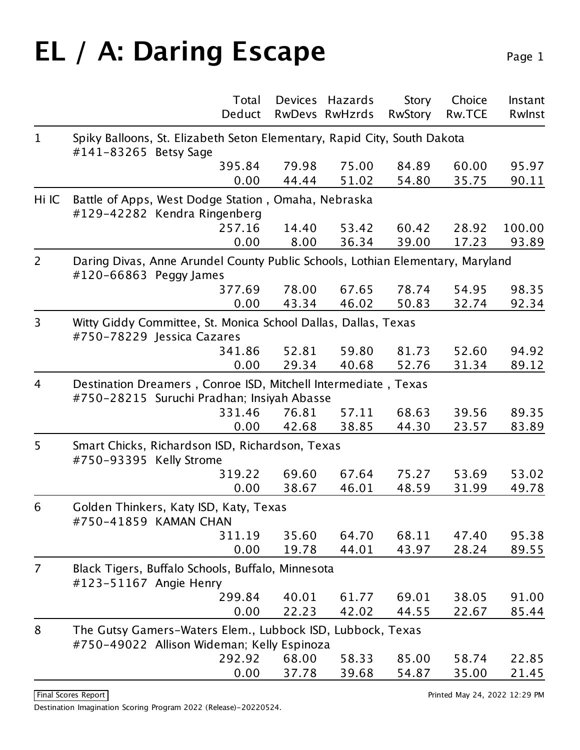# EL / A: Daring Escape

| | | Total / Deduct | Devices / RwDevs | Hazards / RwHzrds | Story / RwStory | Choice / Rw.TCE | Instant / RwInst |
|---|---|---|---|---|---|---|---|
| 1 | Spiky Balloons, St. Elizabeth Seton Elementary, Rapid City, South Dakota #141-83265 Betsy Sage | | | | | | |
| | | 395.84 | 79.98 | 75.00 | 84.89 | 60.00 | 95.97 |
| | | 0.00 | 44.44 | 51.02 | 54.80 | 35.75 | 90.11 |
| Hi IC | Battle of Apps, West Dodge Station , Omaha, Nebraska #129-42282 Kendra Ringenberg | | | | | | |
| | | 257.16 | 14.40 | 53.42 | 60.42 | 28.92 | 100.00 |
| | | 0.00 | 8.00 | 36.34 | 39.00 | 17.23 | 93.89 |
| 2 | Daring Divas, Anne Arundel County Public Schools, Lothian Elementary, Maryland #120-66863 Peggy James | | | | | | |
| | | 377.69 | 78.00 | 67.65 | 78.74 | 54.95 | 98.35 |
| | | 0.00 | 43.34 | 46.02 | 50.83 | 32.74 | 92.34 |
| 3 | Witty Giddy Committee, St. Monica School Dallas, Dallas, Texas #750-78229 Jessica Cazares | | | | | | |
| | | 341.86 | 52.81 | 59.80 | 81.73 | 52.60 | 94.92 |
| | | 0.00 | 29.34 | 40.68 | 52.76 | 31.34 | 89.12 |
| 4 | Destination Dreamers , Conroe ISD, Mitchell Intermediate , Texas #750-28215 Suruchi Pradhan; Insiyah Abasse | | | | | | |
| | | 331.46 | 76.81 | 57.11 | 68.63 | 39.56 | 89.35 |
| | | 0.00 | 42.68 | 38.85 | 44.30 | 23.57 | 83.89 |
| 5 | Smart Chicks, Richardson ISD, Richardson, Texas #750-93395 Kelly Strome | | | | | | |
| | | 319.22 | 69.60 | 67.64 | 75.27 | 53.69 | 53.02 |
| | | 0.00 | 38.67 | 46.01 | 48.59 | 31.99 | 49.78 |
| 6 | Golden Thinkers, Katy ISD, Katy, Texas #750-41859 KAMAN CHAN | | | | | | |
| | | 311.19 | 35.60 | 64.70 | 68.11 | 47.40 | 95.38 |
| | | 0.00 | 19.78 | 44.01 | 43.97 | 28.24 | 89.55 |
| 7 | Black Tigers, Buffalo Schools, Buffalo, Minnesota #123-51167 Angie Henry | | | | | | |
| | | 299.84 | 40.01 | 61.77 | 69.01 | 38.05 | 91.00 |
| | | 0.00 | 22.23 | 42.02 | 44.55 | 22.67 | 85.44 |
| 8 | The Gutsy Gamers-Waters Elem., Lubbock ISD, Lubbock, Texas #750-49022 Allison Wideman; Kelly Espinoza | | | | | | |
| | | 292.92 | 68.00 | 58.33 | 85.00 | 58.74 | 22.85 |
| | | 0.00 | 37.78 | 39.68 | 54.87 | 35.00 | 21.45 |

Final Scores Report

Printed May 24, 2022 12:29 PM

Destination Imagination Scoring Program 2022 (Release)-20220524.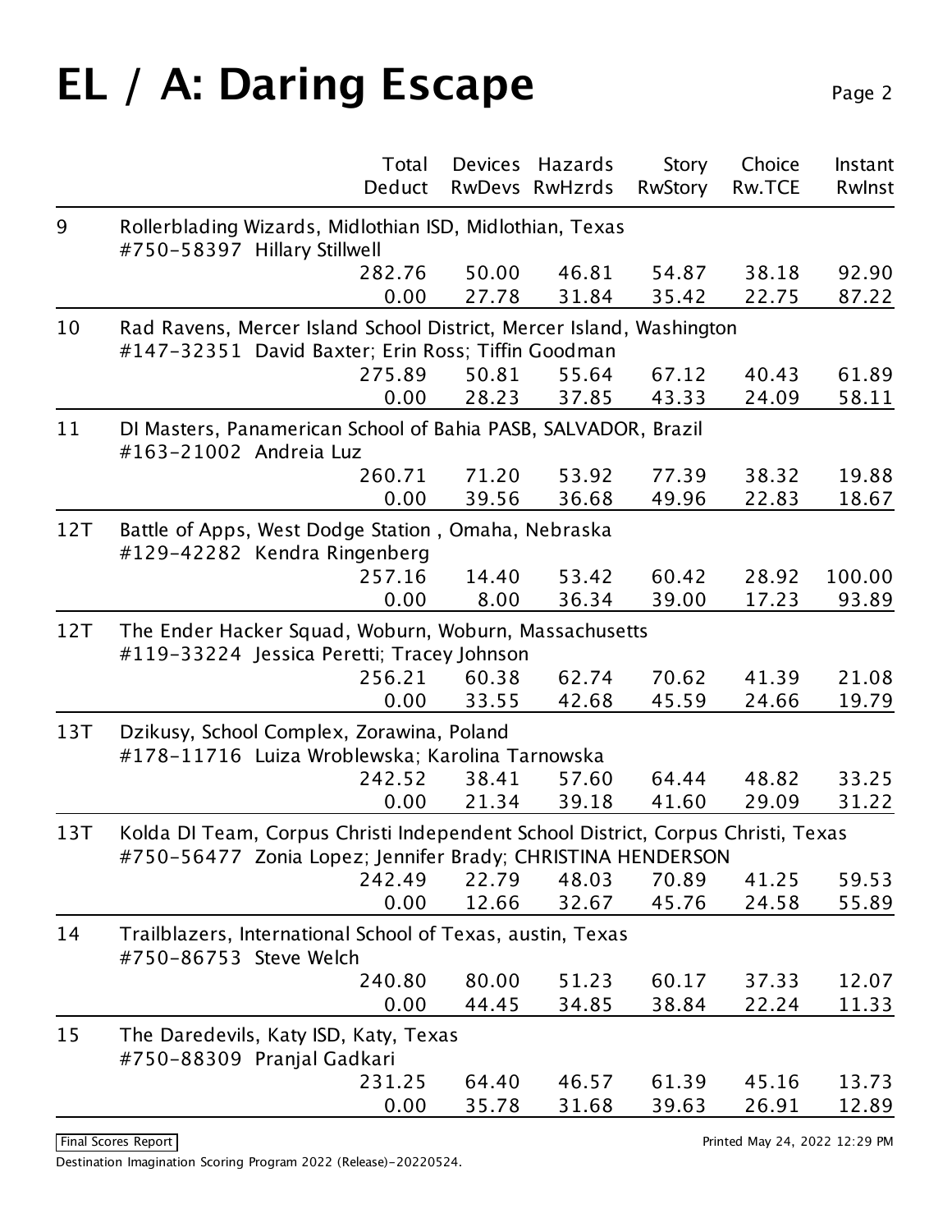# EL / A: Daring Escape

| | | Total Deduct | Devices RwDevs | Hazards RwHzrds | Story RwStory | Choice Rw.TCE | Instant RwInst |
|---|---|---|---|---|---|---|---|
| 9 | Rollerblading Wizards, Midlothian ISD, Midlothian, Texas #750-58397 Hillary Stillwell | 282.76 | 50.00 | 46.81 | 54.87 | 38.18 | 92.90 |
| | | 0.00 | 27.78 | 31.84 | 35.42 | 22.75 | 87.22 |
| 10 | Rad Ravens, Mercer Island School District, Mercer Island, Washington #147-32351 David Baxter; Erin Ross; Tiffin Goodman | 275.89 | 50.81 | 55.64 | 67.12 | 40.43 | 61.89 |
| | | 0.00 | 28.23 | 37.85 | 43.33 | 24.09 | 58.11 |
| 11 | DI Masters, Panamerican School of Bahia PASB, SALVADOR, Brazil #163-21002 Andreia Luz | 260.71 | 71.20 | 53.92 | 77.39 | 38.32 | 19.88 |
| | | 0.00 | 39.56 | 36.68 | 49.96 | 22.83 | 18.67 |
| 12T | Battle of Apps, West Dodge Station , Omaha, Nebraska #129-42282 Kendra Ringenberg | 257.16 | 14.40 | 53.42 | 60.42 | 28.92 | 100.00 |
| | | 0.00 | 8.00 | 36.34 | 39.00 | 17.23 | 93.89 |
| 12T | The Ender Hacker Squad, Woburn, Woburn, Massachusetts #119-33224 Jessica Peretti; Tracey Johnson | 256.21 | 60.38 | 62.74 | 70.62 | 41.39 | 21.08 |
| | | 0.00 | 33.55 | 42.68 | 45.59 | 24.66 | 19.79 |
| 13T | Dzikusy, School Complex, Zorawina, Poland #178-11716 Luiza Wroblewska; Karolina Tarnowska | 242.52 | 38.41 | 57.60 | 64.44 | 48.82 | 33.25 |
| | | 0.00 | 21.34 | 39.18 | 41.60 | 29.09 | 31.22 |
| 13T | Kolda DI Team, Corpus Christi Independent School District, Corpus Christi, Texas #750-56477 Zonia Lopez; Jennifer Brady; CHRISTINA HENDERSON | 242.49 | 22.79 | 48.03 | 70.89 | 41.25 | 59.53 |
| | | 0.00 | 12.66 | 32.67 | 45.76 | 24.58 | 55.89 |
| 14 | Trailblazers, International School of Texas, austin, Texas #750-86753 Steve Welch | 240.80 | 80.00 | 51.23 | 60.17 | 37.33 | 12.07 |
| | | 0.00 | 44.45 | 34.85 | 38.84 | 22.24 | 11.33 |
| 15 | The Daredevils, Katy ISD, Katy, Texas #750-88309 Pranjal Gadkari | 231.25 | 64.40 | 46.57 | 61.39 | 45.16 | 13.73 |
| | | 0.00 | 35.78 | 31.68 | 39.63 | 26.91 | 12.89 |

Final Scores Report

Printed May 24, 2022 12:29 PM

Destination Imagination Scoring Program 2022 (Release)-20220524.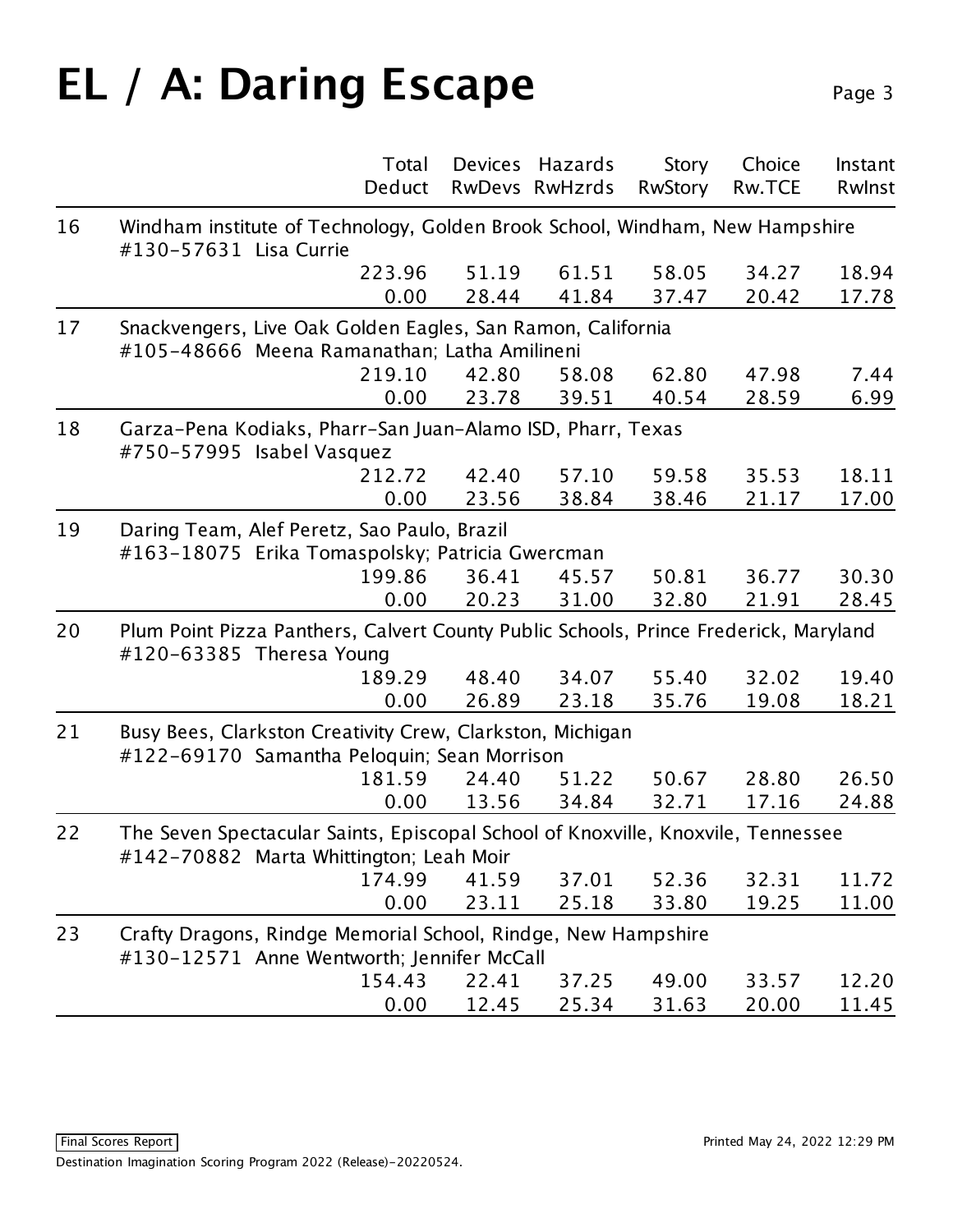# EL / A: Daring Escape

| | | Total<br>Deduct | Devices<br>RwDevs | Hazards<br>RwHzrds | Story<br>RwStory | Choice<br>Rw.TCE | Instant<br>RwInst |
|---|---|---|---|---|---|---|---|
| 16 | Windham institute of Technology, Golden Brook School, Windham, New Hampshire<br>#130-57631 Lisa Currie | | | | | | |
| | | 223.96 | 51.19 | 61.51 | 58.05 | 34.27 | 18.94 |
| | | 0.00 | 28.44 | 41.84 | 37.47 | 20.42 | 17.78 |
| 17 | Snackvengers, Live Oak Golden Eagles, San Ramon, California<br>#105-48666 Meena Ramanathan; Latha Amilineni | | | | | | |
| | | 219.10 | 42.80 | 58.08 | 62.80 | 47.98 | 7.44 |
| | | 0.00 | 23.78 | 39.51 | 40.54 | 28.59 | 6.99 |
| 18 | Garza-Pena Kodiaks, Pharr-San Juan-Alamo ISD, Pharr, Texas<br>#750-57995 Isabel Vasquez | | | | | | |
| | | 212.72 | 42.40 | 57.10 | 59.58 | 35.53 | 18.11 |
| | | 0.00 | 23.56 | 38.84 | 38.46 | 21.17 | 17.00 |
| 19 | Daring Team, Alef Peretz, Sao Paulo, Brazil<br>#163-18075 Erika Tomaspolsky; Patricia Gwercman | | | | | | |
| | | 199.86 | 36.41 | 45.57 | 50.81 | 36.77 | 30.30 |
| | | 0.00 | 20.23 | 31.00 | 32.80 | 21.91 | 28.45 |
| 20 | Plum Point Pizza Panthers, Calvert County Public Schools, Prince Frederick, Maryland<br>#120-63385 Theresa Young | | | | | | |
| | | 189.29 | 48.40 | 34.07 | 55.40 | 32.02 | 19.40 |
| | | 0.00 | 26.89 | 23.18 | 35.76 | 19.08 | 18.21 |
| 21 | Busy Bees, Clarkston Creativity Crew, Clarkston, Michigan<br>#122-69170 Samantha Peloquin; Sean Morrison | | | | | | |
| | | 181.59 | 24.40 | 51.22 | 50.67 | 28.80 | 26.50 |
| | | 0.00 | 13.56 | 34.84 | 32.71 | 17.16 | 24.88 |
| 22 | The Seven Spectacular Saints, Episcopal School of Knoxville, Knoxvile, Tennessee<br>#142-70882 Marta Whittington; Leah Moir | | | | | | |
| | | 174.99 | 41.59 | 37.01 | 52.36 | 32.31 | 11.72 |
| | | 0.00 | 23.11 | 25.18 | 33.80 | 19.25 | 11.00 |
| 23 | Crafty Dragons, Rindge Memorial School, Rindge, New Hampshire<br>#130-12571 Anne Wentworth; Jennifer McCall | | | | | | |
| | | 154.43 | 22.41 | 37.25 | 49.00 | 33.57 | 12.20 |
| | | 0.00 | 12.45 | 25.34 | 31.63 | 20.00 | 11.45 |

Final Scores Report

Printed May 24, 2022 12:29 PM

Destination Imagination Scoring Program 2022 (Release)-20220524.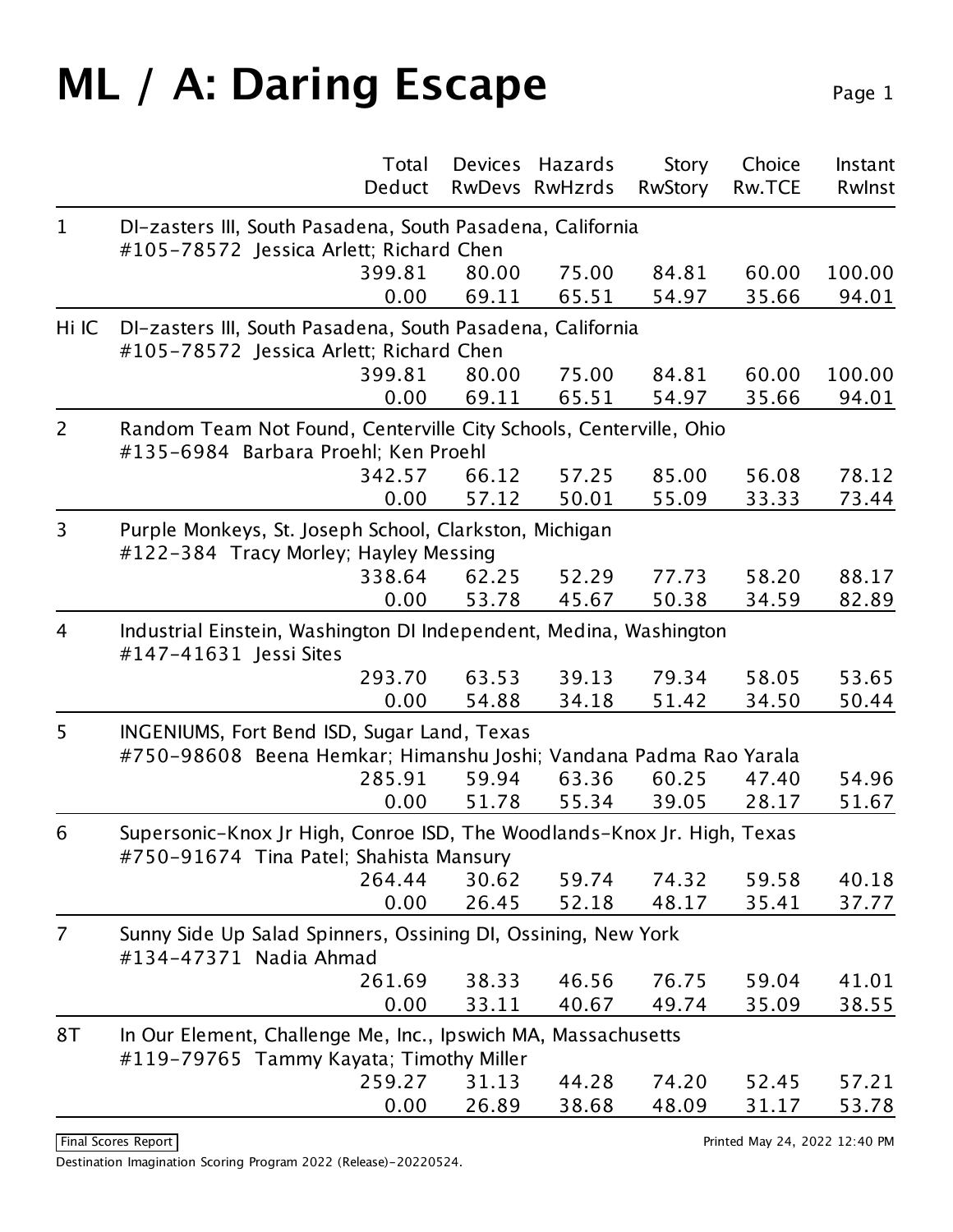# ML / A: Daring Escape

| | | Total Deduct | Devices RwDevs | Hazards RwHzrds | Story RwStory | Choice Rw.TCE | Instant RwInst |
|---|---|---|---|---|---|---|---|
| 1 | DI-zasters III, South Pasadena, South Pasadena, California #105-78572 Jessica Arlett; Richard Chen | | | | | | |
| | | 399.81 | 80.00 | 75.00 | 84.81 | 60.00 | 100.00 |
| | | 0.00 | 69.11 | 65.51 | 54.97 | 35.66 | 94.01 |
| Hi IC | DI-zasters III, South Pasadena, South Pasadena, California #105-78572 Jessica Arlett; Richard Chen | | | | | | |
| | | 399.81 | 80.00 | 75.00 | 84.81 | 60.00 | 100.00 |
| | | 0.00 | 69.11 | 65.51 | 54.97 | 35.66 | 94.01 |
| 2 | Random Team Not Found, Centerville City Schools, Centerville, Ohio #135-6984 Barbara Proehl; Ken Proehl | | | | | | |
| | | 342.57 | 66.12 | 57.25 | 85.00 | 56.08 | 78.12 |
| | | 0.00 | 57.12 | 50.01 | 55.09 | 33.33 | 73.44 |
| 3 | Purple Monkeys, St. Joseph School, Clarkston, Michigan #122-384 Tracy Morley; Hayley Messing | | | | | | |
| | | 338.64 | 62.25 | 52.29 | 77.73 | 58.20 | 88.17 |
| | | 0.00 | 53.78 | 45.67 | 50.38 | 34.59 | 82.89 |
| 4 | Industrial Einstein, Washington DI Independent, Medina, Washington #147-41631 Jessi Sites | | | | | | |
| | | 293.70 | 63.53 | 39.13 | 79.34 | 58.05 | 53.65 |
| | | 0.00 | 54.88 | 34.18 | 51.42 | 34.50 | 50.44 |
| 5 | INGENIUMS, Fort Bend ISD, Sugar Land, Texas #750-98608 Beena Hemkar; Himanshu Joshi; Vandana Padma Rao Yarala | | | | | | |
| | | 285.91 | 59.94 | 63.36 | 60.25 | 47.40 | 54.96 |
| | | 0.00 | 51.78 | 55.34 | 39.05 | 28.17 | 51.67 |
| 6 | Supersonic-Knox Jr High, Conroe ISD, The Woodlands-Knox Jr. High, Texas #750-91674 Tina Patel; Shahista Mansury | | | | | | |
| | | 264.44 | 30.62 | 59.74 | 74.32 | 59.58 | 40.18 |
| | | 0.00 | 26.45 | 52.18 | 48.17 | 35.41 | 37.77 |
| 7 | Sunny Side Up Salad Spinners, Ossining DI, Ossining, New York #134-47371 Nadia Ahmad | | | | | | |
| | | 261.69 | 38.33 | 46.56 | 76.75 | 59.04 | 41.01 |
| | | 0.00 | 33.11 | 40.67 | 49.74 | 35.09 | 38.55 |
| 8T | In Our Element, Challenge Me, Inc., Ipswich MA, Massachusetts #119-79765 Tammy Kayata; Timothy Miller | | | | | | |
| | | 259.27 | 31.13 | 44.28 | 74.20 | 52.45 | 57.21 |
| | | 0.00 | 26.89 | 38.68 | 48.09 | 31.17 | 53.78 |

Final Scores Report

Printed May 24, 2022 12:40 PM

Destination Imagination Scoring Program 2022 (Release)-20220524.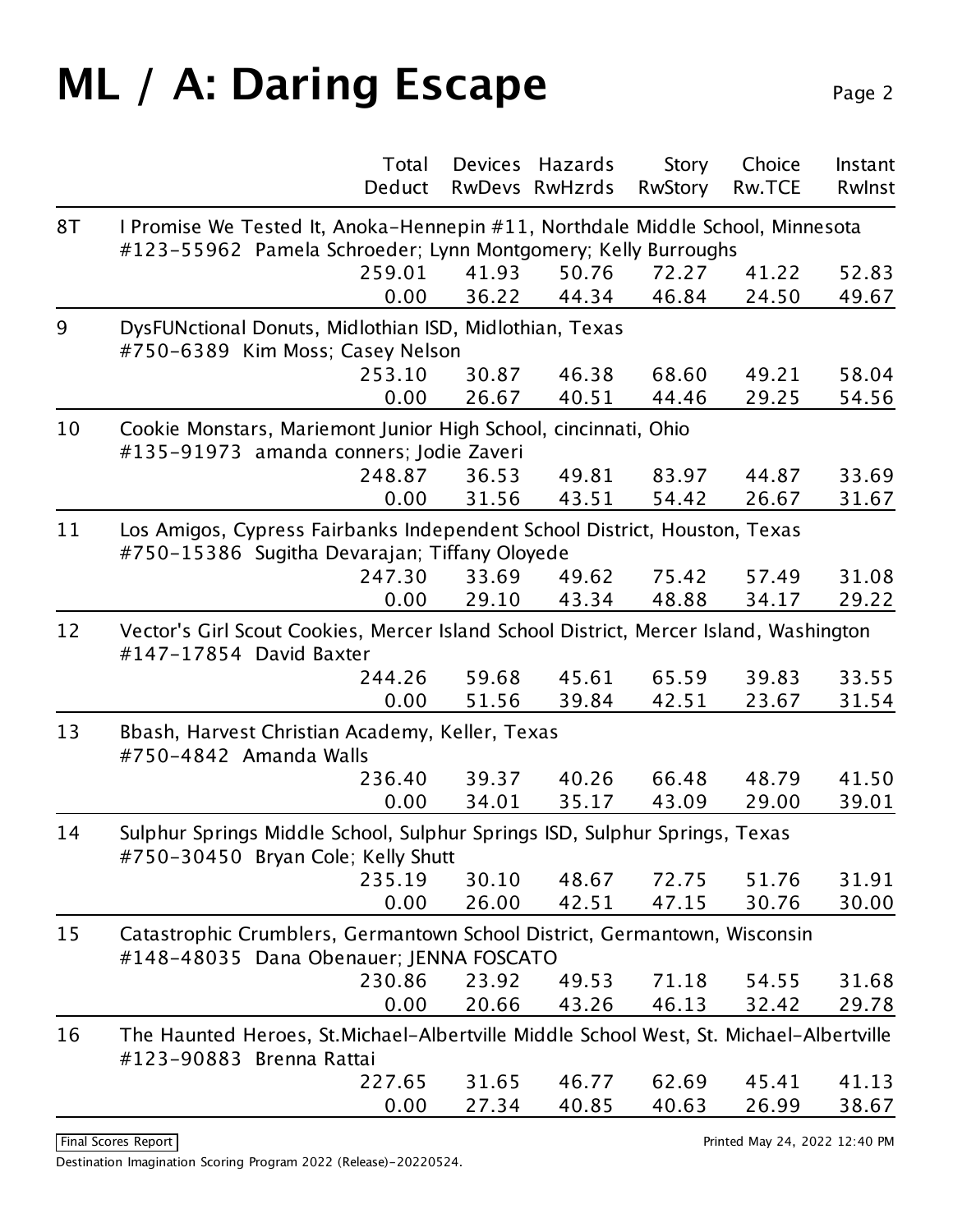# ML / A: Daring Escape

| Rank | Team | Total / Deduct | Devices / RwDevs | Hazards / RwHzrds | Story / RwStory | Choice / Rw.TCE | Instant / RwInst |
|---|---|---|---|---|---|---|---|
| 8T | I Promise We Tested It, Anoka-Hennepin #11, Northdale Middle School, Minnesota<br>#123-55962 Pamela Schroeder; Lynn Montgomery; Kelly Burroughs | 259.01 | 41.93 | 50.76 | 72.27 | 41.22 | 52.83 |
| | | 0.00 | 36.22 | 44.34 | 46.84 | 24.50 | 49.67 |
| 9 | DysFUNctional Donuts, Midlothian ISD, Midlothian, Texas<br>#750-6389 Kim Moss; Casey Nelson | 253.10 | 30.87 | 46.38 | 68.60 | 49.21 | 58.04 |
| | | 0.00 | 26.67 | 40.51 | 44.46 | 29.25 | 54.56 |
| 10 | Cookie Monstars, Mariemont Junior High School, cincinnati, Ohio<br>#135-91973 amanda conners; Jodie Zaveri | 248.87 | 36.53 | 49.81 | 83.97 | 44.87 | 33.69 |
| | | 0.00 | 31.56 | 43.51 | 54.42 | 26.67 | 31.67 |
| 11 | Los Amigos, Cypress Fairbanks Independent School District, Houston, Texas<br>#750-15386 Sugitha Devarajan; Tiffany Oloyede | 247.30 | 33.69 | 49.62 | 75.42 | 57.49 | 31.08 |
| | | 0.00 | 29.10 | 43.34 | 48.88 | 34.17 | 29.22 |
| 12 | Vector's Girl Scout Cookies, Mercer Island School District, Mercer Island, Washington<br>#147-17854 David Baxter | 244.26 | 59.68 | 45.61 | 65.59 | 39.83 | 33.55 |
| | | 0.00 | 51.56 | 39.84 | 42.51 | 23.67 | 31.54 |
| 13 | Bbash, Harvest Christian Academy, Keller, Texas<br>#750-4842 Amanda Walls | 236.40 | 39.37 | 40.26 | 66.48 | 48.79 | 41.50 |
| | | 0.00 | 34.01 | 35.17 | 43.09 | 29.00 | 39.01 |
| 14 | Sulphur Springs Middle School, Sulphur Springs ISD, Sulphur Springs, Texas<br>#750-30450 Bryan Cole; Kelly Shutt | 235.19 | 30.10 | 48.67 | 72.75 | 51.76 | 31.91 |
| | | 0.00 | 26.00 | 42.51 | 47.15 | 30.76 | 30.00 |
| 15 | Catastrophic Crumblers, Germantown School District, Germantown, Wisconsin<br>#148-48035 Dana Obenauer; JENNA FOSCATO | 230.86 | 23.92 | 49.53 | 71.18 | 54.55 | 31.68 |
| | | 0.00 | 20.66 | 43.26 | 46.13 | 32.42 | 29.78 |
| 16 | The Haunted Heroes, St.Michael-Albertville Middle School West, St. Michael-Albertville<br>#123-90883 Brenna Rattai | 227.65 | 31.65 | 46.77 | 62.69 | 45.41 | 41.13 |
| | | 0.00 | 27.34 | 40.85 | 40.63 | 26.99 | 38.67 |

Final Scores Report

Printed May 24, 2022 12:40 PM

Destination Imagination Scoring Program 2022 (Release)-20220524.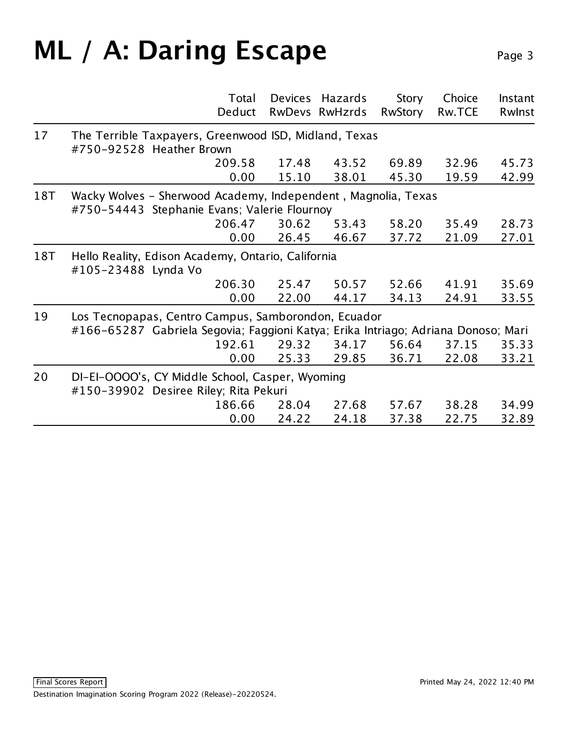# ML / A: Daring Escape

| | | Total<br>Deduct | Devices<br>RwDevs | Hazards<br>RwHzrds | Story<br>RwStory | Choice<br>Rw.TCE | Instant<br>RwInst |
|---|---|---|---|---|---|---|---|
| 17 | The Terrible Taxpayers, Greenwood ISD, Midland, Texas<br>#750-92528 Heather Brown | | | | | | |
| | | 209.58 | 17.48 | 43.52 | 69.89 | 32.96 | 45.73 |
| | | 0.00 | 15.10 | 38.01 | 45.30 | 19.59 | 42.99 |
| 18T | Wacky Wolves - Sherwood Academy, Independent , Magnolia, Texas<br>#750-54443 Stephanie Evans; Valerie Flournoy | | | | | | |
| | | 206.47 | 30.62 | 53.43 | 58.20 | 35.49 | 28.73 |
| | | 0.00 | 26.45 | 46.67 | 37.72 | 21.09 | 27.01 |
| 18T | Hello Reality, Edison Academy, Ontario, California<br>#105-23488 Lynda Vo | | | | | | |
| | | 206.30 | 25.47 | 50.57 | 52.66 | 41.91 | 35.69 |
| | | 0.00 | 22.00 | 44.17 | 34.13 | 24.91 | 33.55 |
| 19 | Los Tecnopapas, Centro Campus, Samborondon, Ecuador<br>#166-65287 Gabriela Segovia; Faggioni Katya; Erika Intriago; Adriana Donoso; Mari | | | | | | |
| | | 192.61 | 29.32 | 34.17 | 56.64 | 37.15 | 35.33 |
| | | 0.00 | 25.33 | 29.85 | 36.71 | 22.08 | 33.21 |
| 20 | DI-EI-OOOO's, CY Middle School, Casper, Wyoming<br>#150-39902 Desiree Riley; Rita Pekuri | | | | | | |
| | | 186.66 | 28.04 | 27.68 | 57.67 | 38.28 | 34.99 |
| | | 0.00 | 24.22 | 24.18 | 37.38 | 22.75 | 32.89 |

Final Scores Report

Printed May 24, 2022 12:40 PM

Destination Imagination Scoring Program 2022 (Release)-20220524.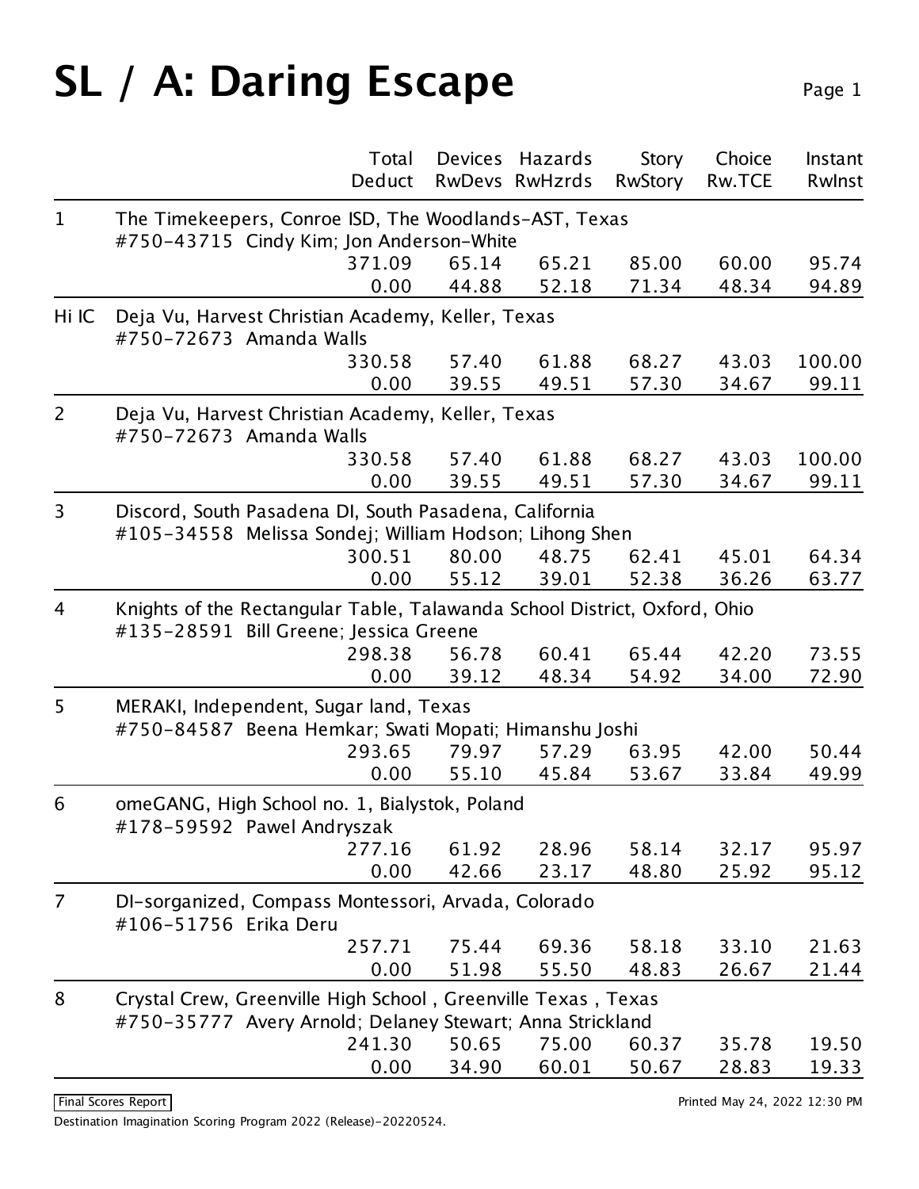# SL / A: Daring Escape

| Rank | Team | Total / Deduct | Devices / RwDevs | Hazards / RwHzrds | Story / RwStory | Choice / Rw.TCE | Instant / RwInst |
|---|---|---|---|---|---|---|---|
| 1 | The Timekeepers, Conroe ISD, The Woodlands-AST, Texas<br>#750-43715 Cindy Kim; Jon Anderson-White | 371.09 | 65.14 | 65.21 | 85.00 | 60.00 | 95.74 |
| | | 0.00 | 44.88 | 52.18 | 71.34 | 48.34 | 94.89 |
| Hi IC | Deja Vu, Harvest Christian Academy, Keller, Texas<br>#750-72673 Amanda Walls | 330.58 | 57.40 | 61.88 | 68.27 | 43.03 | 100.00 |
| | | 0.00 | 39.55 | 49.51 | 57.30 | 34.67 | 99.11 |
| 2 | Deja Vu, Harvest Christian Academy, Keller, Texas<br>#750-72673 Amanda Walls | 330.58 | 57.40 | 61.88 | 68.27 | 43.03 | 100.00 |
| | | 0.00 | 39.55 | 49.51 | 57.30 | 34.67 | 99.11 |
| 3 | Discord, South Pasadena DI, South Pasadena, California<br>#105-34558 Melissa Sondej; William Hodson; Lihong Shen | 300.51 | 80.00 | 48.75 | 62.41 | 45.01 | 64.34 |
| | | 0.00 | 55.12 | 39.01 | 52.38 | 36.26 | 63.77 |
| 4 | Knights of the Rectangular Table, Talawanda School District, Oxford, Ohio<br>#135-28591 Bill Greene; Jessica Greene | 298.38 | 56.78 | 60.41 | 65.44 | 42.20 | 73.55 |
| | | 0.00 | 39.12 | 48.34 | 54.92 | 34.00 | 72.90 |
| 5 | MERAKI, Independent, Sugar land, Texas<br>#750-84587 Beena Hemkar; Swati Mopati; Himanshu Joshi | 293.65 | 79.97 | 57.29 | 63.95 | 42.00 | 50.44 |
| | | 0.00 | 55.10 | 45.84 | 53.67 | 33.84 | 49.99 |
| 6 | omeGANG, High School no. 1, Bialystok, Poland<br>#178-59592 Pawel Andryszak | 277.16 | 61.92 | 28.96 | 58.14 | 32.17 | 95.97 |
| | | 0.00 | 42.66 | 23.17 | 48.80 | 25.92 | 95.12 |
| 7 | DI-sorganized, Compass Montessori, Arvada, Colorado<br>#106-51756 Erika Deru | 257.71 | 75.44 | 69.36 | 58.18 | 33.10 | 21.63 |
| | | 0.00 | 51.98 | 55.50 | 48.83 | 26.67 | 21.44 |
| 8 | Crystal Crew, Greenville High School , Greenville Texas , Texas<br>#750-35777 Avery Arnold; Delaney Stewart; Anna Strickland | 241.30 | 50.65 | 75.00 | 60.37 | 35.78 | 19.50 |
| | | 0.00 | 34.90 | 60.01 | 50.67 | 28.83 | 19.33 |

Final Scores Report

Printed May 24, 2022 12:30 PM

Destination Imagination Scoring Program 2022 (Release)-20220524.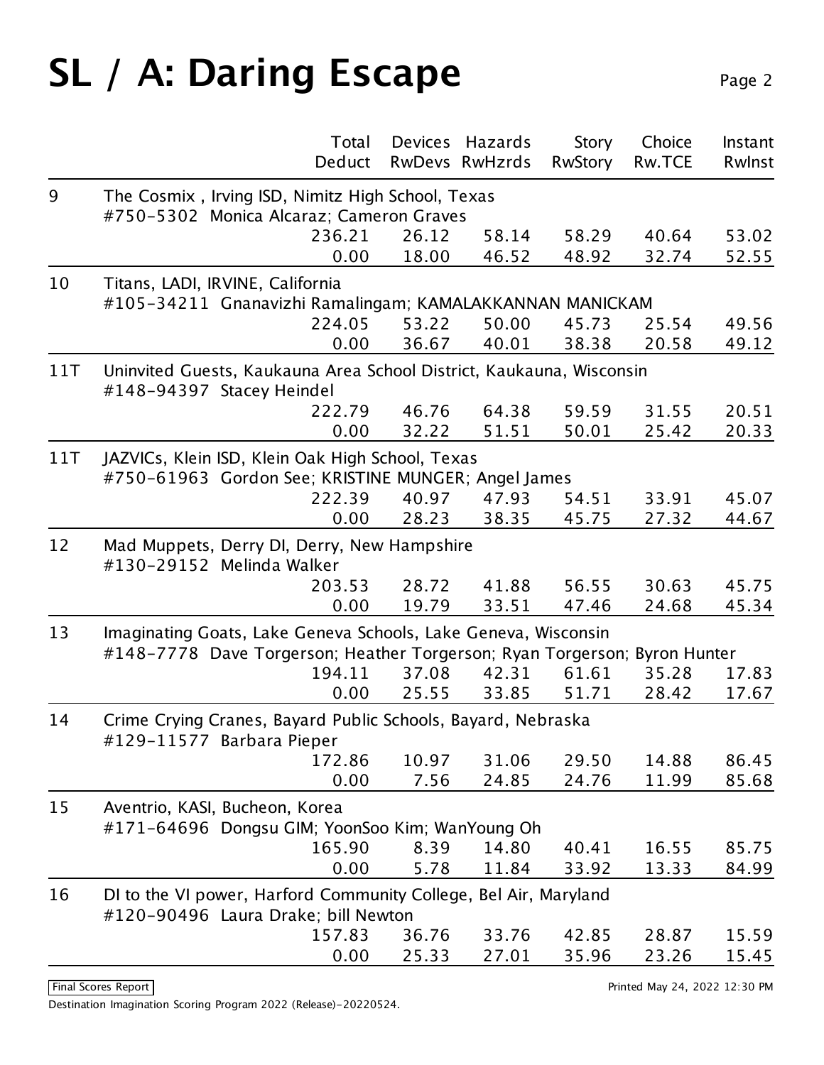# SL / A: Daring Escape

| | | Total Deduct | Devices RwDevs | Hazards RwHzrds | Story RwStory | Choice Rw.TCE | Instant RwInst |
|---|---|---|---|---|---|---|---|
| 9 | The Cosmix , Irving ISD, Nimitz High School, Texas #750-5302 Monica Alcaraz; Cameron Graves | | | | | | |
| | | 236.21 | 26.12 | 58.14 | 58.29 | 40.64 | 53.02 |
| | | 0.00 | 18.00 | 46.52 | 48.92 | 32.74 | 52.55 |
| 10 | Titans, LADI, IRVINE, California #105-34211 Gnanavizhi Ramalingam; KAMALAKKANNAN MANICKAM | | | | | | |
| | | 224.05 | 53.22 | 50.00 | 45.73 | 25.54 | 49.56 |
| | | 0.00 | 36.67 | 40.01 | 38.38 | 20.58 | 49.12 |
| 11T | Uninvited Guests, Kaukauna Area School District, Kaukauna, Wisconsin #148-94397 Stacey Heindel | | | | | | |
| | | 222.79 | 46.76 | 64.38 | 59.59 | 31.55 | 20.51 |
| | | 0.00 | 32.22 | 51.51 | 50.01 | 25.42 | 20.33 |
| 11T | JAZVICs, Klein ISD, Klein Oak High School, Texas #750-61963 Gordon See; KRISTINE MUNGER; Angel James | | | | | | |
| | | 222.39 | 40.97 | 47.93 | 54.51 | 33.91 | 45.07 |
| | | 0.00 | 28.23 | 38.35 | 45.75 | 27.32 | 44.67 |
| 12 | Mad Muppets, Derry DI, Derry, New Hampshire #130-29152 Melinda Walker | | | | | | |
| | | 203.53 | 28.72 | 41.88 | 56.55 | 30.63 | 45.75 |
| | | 0.00 | 19.79 | 33.51 | 47.46 | 24.68 | 45.34 |
| 13 | Imaginating Goats, Lake Geneva Schools, Lake Geneva, Wisconsin #148-7778 Dave Torgerson; Heather Torgerson; Ryan Torgerson; Byron Hunter | | | | | | |
| | | 194.11 | 37.08 | 42.31 | 61.61 | 35.28 | 17.83 |
| | | 0.00 | 25.55 | 33.85 | 51.71 | 28.42 | 17.67 |
| 14 | Crime Crying Cranes, Bayard Public Schools, Bayard, Nebraska #129-11577 Barbara Pieper | | | | | | |
| | | 172.86 | 10.97 | 31.06 | 29.50 | 14.88 | 86.45 |
| | | 0.00 | 7.56 | 24.85 | 24.76 | 11.99 | 85.68 |
| 15 | Aventrio, KASI, Bucheon, Korea #171-64696 Dongsu GIM; YoonSoo Kim; WanYoung Oh | | | | | | |
| | | 165.90 | 8.39 | 14.80 | 40.41 | 16.55 | 85.75 |
| | | 0.00 | 5.78 | 11.84 | 33.92 | 13.33 | 84.99 |
| 16 | DI to the VI power, Harford Community College, Bel Air, Maryland #120-90496 Laura Drake; bill Newton | | | | | | |
| | | 157.83 | 36.76 | 33.76 | 42.85 | 28.87 | 15.59 |
| | | 0.00 | 25.33 | 27.01 | 35.96 | 23.26 | 15.45 |

Final Scores Report

Printed May 24, 2022 12:30 PM

Destination Imagination Scoring Program 2022 (Release)-20220524.